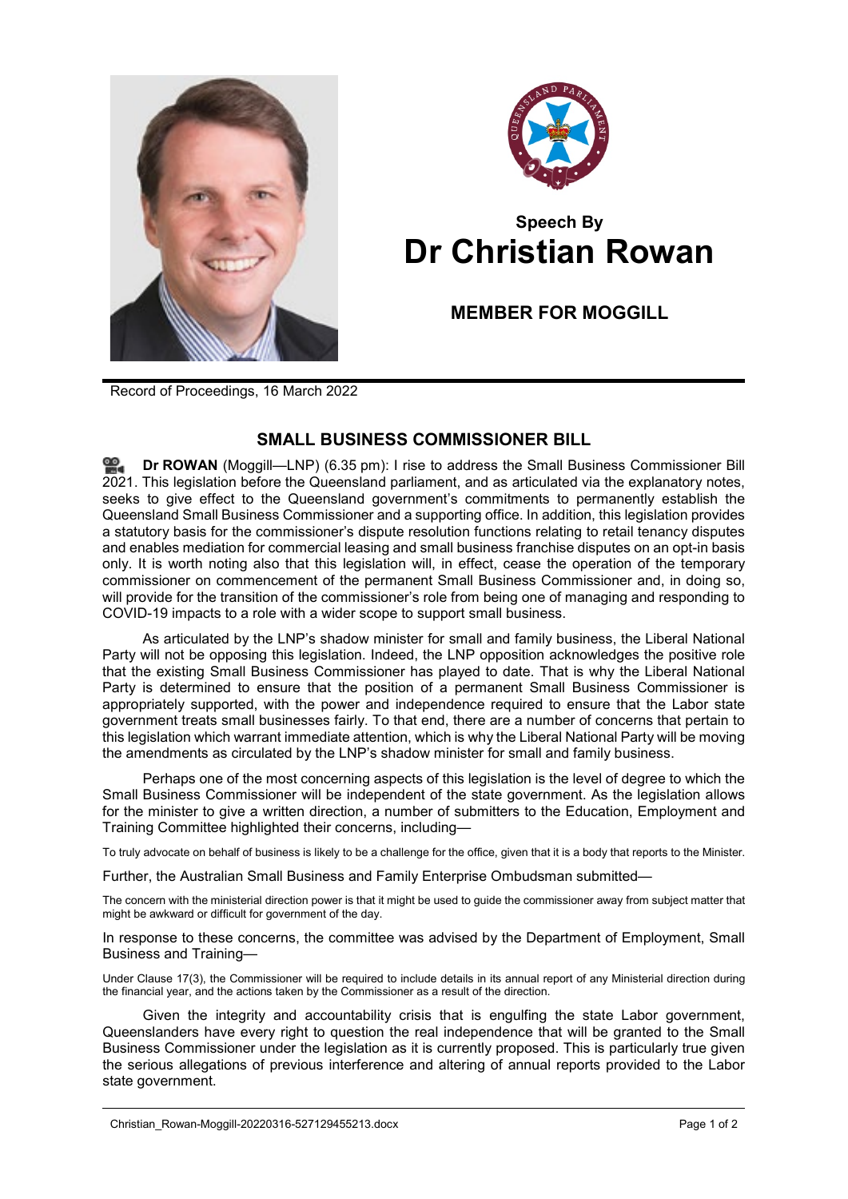**Speech By**

# Dr Christian Rowan

**MEMBER FOR MOGGILL**

Record of Proceedings, 16 March 2022

## SMALL BUSINESS COMMISSIONER BILL

**Dr ROWAN** (Moggill—LNP) (6.35 pm): I rise to address the Small Business Commissioner Bill 2021. This legislation before the Queensland parliament, and as articulated via the explanatory notes, seeks to give effect to the Queensland government's commitments to permanently establish the Queensland Small Business Commissioner and a supporting office. In addition, this legislation provides a statutory basis for the commissioner's dispute resolution functions relating to retail tenancy disputes and enables mediation for commercial leasing and small business franchise disputes on an opt-in basis only. It is worth noting also that this legislation will, in effect, cease the operation of the temporary commissioner on commencement of the permanent Small Business Commissioner and, in doing so, will provide for the transition of the commissioner's role from being one of managing and responding to COVID-19 impacts to a role with a wider scope to support small business.

As articulated by the LNP's shadow minister for small and family business, the Liberal National Party will not be opposing this legislation. Indeed, the LNP opposition acknowledges the positive role that the existing Small Business Commissioner has played to date. That is why the Liberal National Party is determined to ensure that the position of a permanent Small Business Commissioner is appropriately supported, with the power and independence required to ensure that the Labor state government treats small businesses fairly. To that end, there are a number of concerns that pertain to this legislation which warrant immediate attention, which is why the Liberal National Party will be moving the amendments as circulated by the LNP's shadow minister for small and family business.

Perhaps one of the most concerning aspects of this legislation is the level of degree to which the Small Business Commissioner will be independent of the state government. As the legislation allows for the minister to give a written direction, a number of submitters to the Education, Employment and Training Committee highlighted their concerns, including—

> To truly advocate on behalf of business is likely to be a challenge for the office, given that it is a body that reports to the Minister.

Further, the Australian Small Business and Family Enterprise Ombudsman submitted—

> The concern with the ministerial direction power is that it might be used to guide the commissioner away from subject matter that might be awkward or difficult for government of the day.

In response to these concerns, the committee was advised by the Department of Employment, Small Business and Training—

> Under Clause 17(3), the Commissioner will be required to include details in its annual report of any Ministerial direction during the financial year, and the actions taken by the Commissioner as a result of the direction.

Given the integrity and accountability crisis that is engulfing the state Labor government, Queenslanders have every right to question the real independence that will be granted to the Small Business Commissioner under the legislation as it is currently proposed. This is particularly true given the serious allegations of previous interference and altering of annual reports provided to the Labor state government.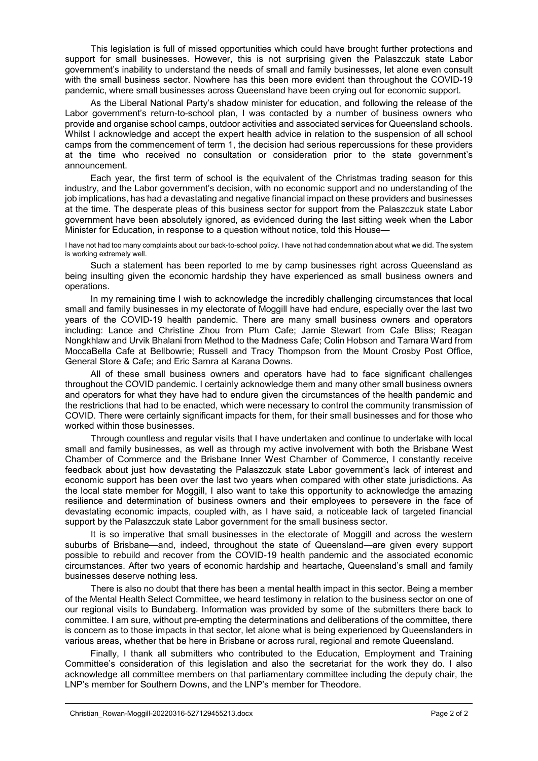This legislation is full of missed opportunities which could have brought further protections and support for small businesses. However, this is not surprising given the Palaszczuk state Labor government's inability to understand the needs of small and family businesses, let alone even consult with the small business sector. Nowhere has this been more evident than throughout the COVID-19 pandemic, where small businesses across Queensland have been crying out for economic support.

As the Liberal National Party's shadow minister for education, and following the release of the Labor government's return-to-school plan, I was contacted by a number of business owners who provide and organise school camps, outdoor activities and associated services for Queensland schools. Whilst I acknowledge and accept the expert health advice in relation to the suspension of all school camps from the commencement of term 1, the decision had serious repercussions for these providers at the time who received no consultation or consideration prior to the state government's announcement.

Each year, the first term of school is the equivalent of the Christmas trading season for this industry, and the Labor government's decision, with no economic support and no understanding of the job implications, has had a devastating and negative financial impact on these providers and businesses at the time. The desperate pleas of this business sector for support from the Palaszczuk state Labor government have been absolutely ignored, as evidenced during the last sitting week when the Labor Minister for Education, in response to a question without notice, told this House—

> I have not had too many complaints about our back-to-school policy. I have not had condemnation about what we did. The system is working extremely well.

Such a statement has been reported to me by camp businesses right across Queensland as being insulting given the economic hardship they have experienced as small business owners and operations.

In my remaining time I wish to acknowledge the incredibly challenging circumstances that local small and family businesses in my electorate of Moggill have had endure, especially over the last two years of the COVID-19 health pandemic. There are many small business owners and operators including: Lance and Christine Zhou from Plum Cafe; Jamie Stewart from Cafe Bliss; Reagan Nongkhlaw and Urvik Bhalani from Method to the Madness Cafe; Colin Hobson and Tamara Ward from MoccaBella Cafe at Bellbowrie; Russell and Tracy Thompson from the Mount Crosby Post Office, General Store & Cafe; and Eric Samra at Karana Downs.

All of these small business owners and operators have had to face significant challenges throughout the COVID pandemic. I certainly acknowledge them and many other small business owners and operators for what they have had to endure given the circumstances of the health pandemic and the restrictions that had to be enacted, which were necessary to control the community transmission of COVID. There were certainly significant impacts for them, for their small businesses and for those who worked within those businesses.

Through countless and regular visits that I have undertaken and continue to undertake with local small and family businesses, as well as through my active involvement with both the Brisbane West Chamber of Commerce and the Brisbane Inner West Chamber of Commerce, I constantly receive feedback about just how devastating the Palaszczuk state Labor government's lack of interest and economic support has been over the last two years when compared with other state jurisdictions. As the local state member for Moggill, I also want to take this opportunity to acknowledge the amazing resilience and determination of business owners and their employees to persevere in the face of devastating economic impacts, coupled with, as I have said, a noticeable lack of targeted financial support by the Palaszczuk state Labor government for the small business sector.

It is so imperative that small businesses in the electorate of Moggill and across the western suburbs of Brisbane—and, indeed, throughout the state of Queensland—are given every support possible to rebuild and recover from the COVID-19 health pandemic and the associated economic circumstances. After two years of economic hardship and heartache, Queensland's small and family businesses deserve nothing less.

There is also no doubt that there has been a mental health impact in this sector. Being a member of the Mental Health Select Committee, we heard testimony in relation to the business sector on one of our regional visits to Bundaberg. Information was provided by some of the submitters there back to committee. I am sure, without pre-empting the determinations and deliberations of the committee, there is concern as to those impacts in that sector, let alone what is being experienced by Queenslanders in various areas, whether that be here in Brisbane or across rural, regional and remote Queensland.

Finally, I thank all submitters who contributed to the Education, Employment and Training Committee's consideration of this legislation and also the secretariat for the work they do. I also acknowledge all committee members on that parliamentary committee including the deputy chair, the LNP's member for Southern Downs, and the LNP's member for Theodore.